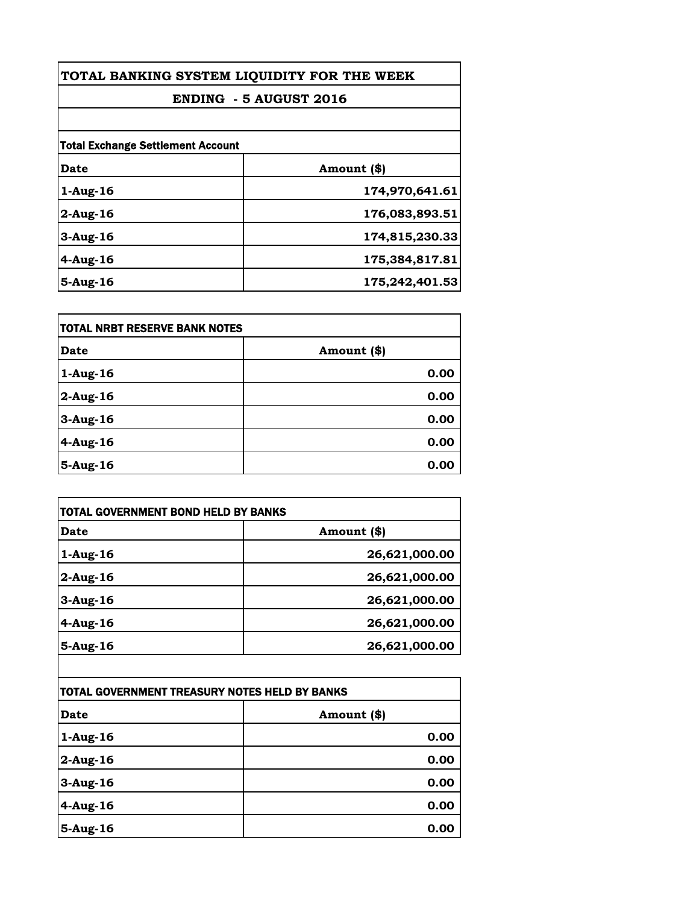# TOTAL BANKING SYSTEM LIQUIDITY FOR THE WEEK

## ENDING - 5 AUGUST 2016

| Total Exchange Settlement Account | |
|---|---|
| **Date** | **Amount ($)** |
| 1-Aug-16 | 174,970,641.61 |
| 2-Aug-16 | 176,083,893.51 |
| 3-Aug-16 | 174,815,230.33 |
| 4-Aug-16 | 175,384,817.81 |
| 5-Aug-16 | 175,242,401.53 |

| TOTAL NRBT RESERVE BANK NOTES | |
|---|---|
| **Date** | **Amount ($)** |
| 1-Aug-16 | 0.00 |
| 2-Aug-16 | 0.00 |
| 3-Aug-16 | 0.00 |
| 4-Aug-16 | 0.00 |
| 5-Aug-16 | 0.00 |

| TOTAL GOVERNMENT BOND HELD BY BANKS | |
|---|---|
| **Date** | **Amount ($)** |
| 1-Aug-16 | 26,621,000.00 |
| 2-Aug-16 | 26,621,000.00 |
| 3-Aug-16 | 26,621,000.00 |
| 4-Aug-16 | 26,621,000.00 |
| 5-Aug-16 | 26,621,000.00 |

| TOTAL GOVERNMENT TREASURY NOTES HELD BY BANKS | |
|---|---|
| **Date** | **Amount ($)** |
| 1-Aug-16 | 0.00 |
| 2-Aug-16 | 0.00 |
| 3-Aug-16 | 0.00 |
| 4-Aug-16 | 0.00 |
| 5-Aug-16 | 0.00 |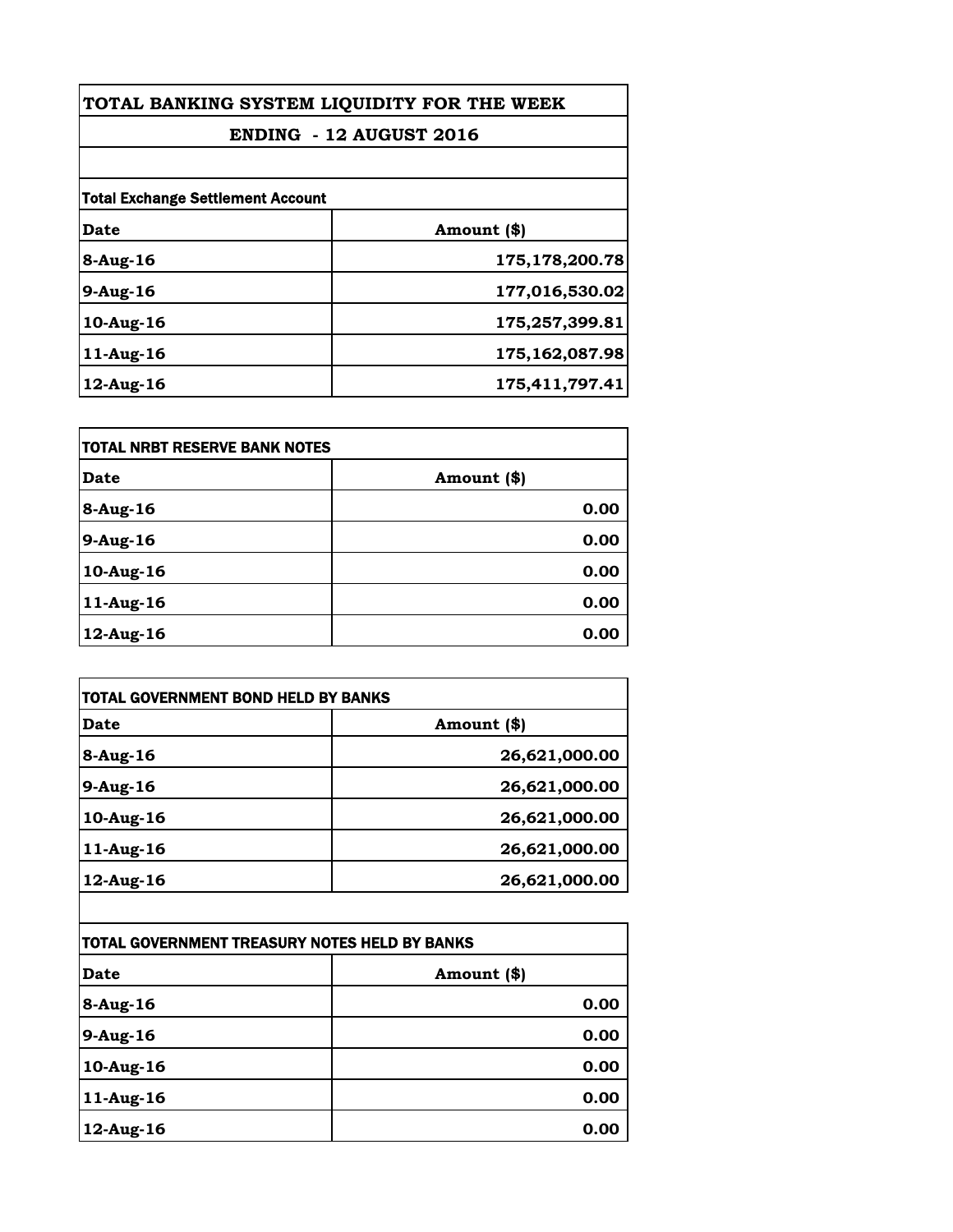# TOTAL BANKING SYSTEM LIQUIDITY FOR THE WEEK

## ENDING - 12 AUGUST 2016

| Total Exchange Settlement Account | |
|---|---|
| **Date** | **Amount ($)** |
| **8-Aug-16** | **175,178,200.78** |
| **9-Aug-16** | **177,016,530.02** |
| **10-Aug-16** | **175,257,399.81** |
| **11-Aug-16** | **175,162,087.98** |
| **12-Aug-16** | **175,411,797.41** |

| TOTAL NRBT RESERVE BANK NOTES | |
|---|---|
| **Date** | **Amount ($)** |
| **8-Aug-16** | **0.00** |
| **9-Aug-16** | **0.00** |
| **10-Aug-16** | **0.00** |
| **11-Aug-16** | **0.00** |
| **12-Aug-16** | **0.00** |

| TOTAL GOVERNMENT BOND HELD BY BANKS | |
|---|---|
| **Date** | **Amount ($)** |
| **8-Aug-16** | **26,621,000.00** |
| **9-Aug-16** | **26,621,000.00** |
| **10-Aug-16** | **26,621,000.00** |
| **11-Aug-16** | **26,621,000.00** |
| **12-Aug-16** | **26,621,000.00** |

| TOTAL GOVERNMENT TREASURY NOTES HELD BY BANKS | |
|---|---|
| **Date** | **Amount ($)** |
| **8-Aug-16** | **0.00** |
| **9-Aug-16** | **0.00** |
| **10-Aug-16** | **0.00** |
| **11-Aug-16** | **0.00** |
| **12-Aug-16** | **0.00** |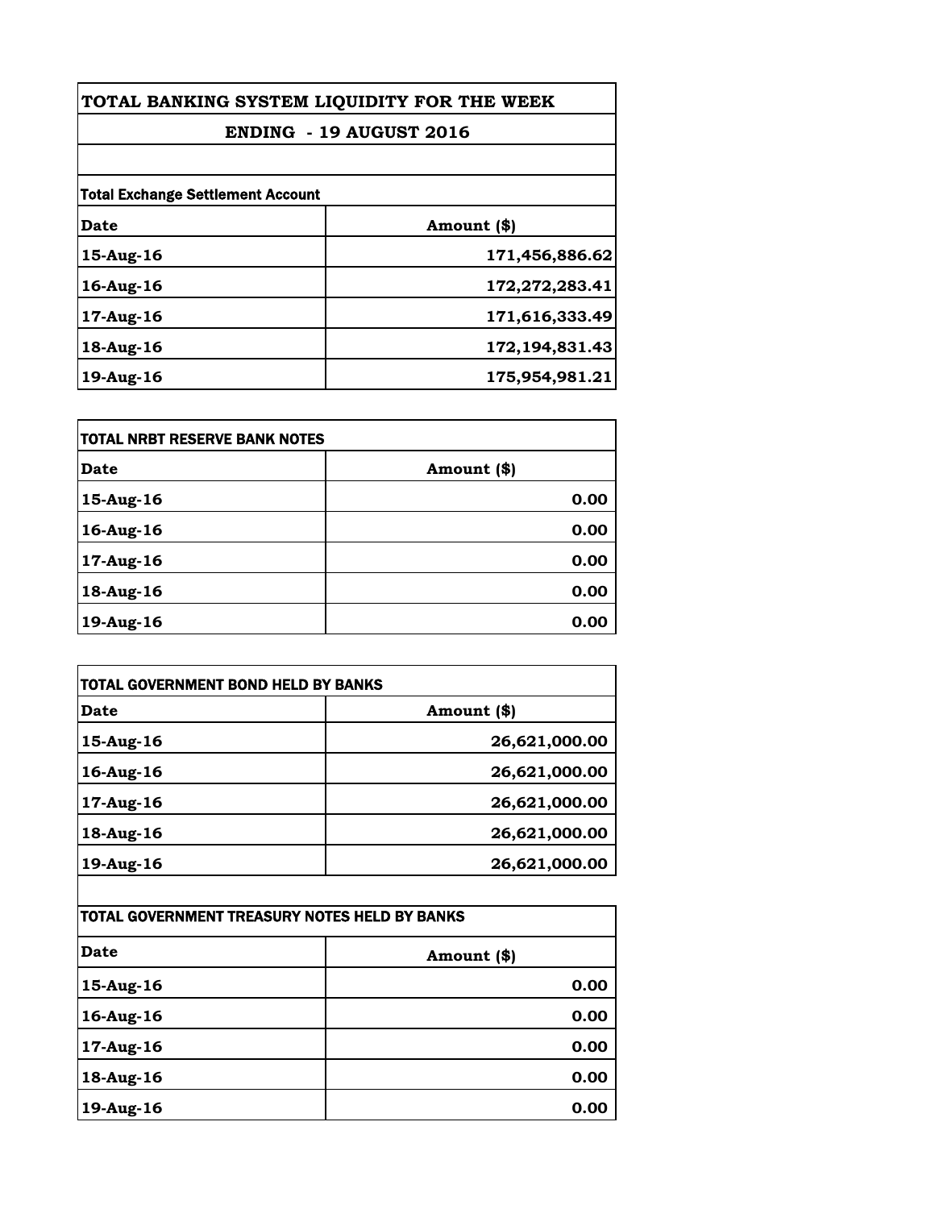# TOTAL BANKING SYSTEM LIQUIDITY FOR THE WEEK

## ENDING - 19 AUGUST 2016

**Total Exchange Settlement Account**

| Date | Amount ($) |
|---|---|
| 15-Aug-16 | 171,456,886.62 |
| 16-Aug-16 | 172,272,283.41 |
| 17-Aug-16 | 171,616,333.49 |
| 18-Aug-16 | 172,194,831.43 |
| 19-Aug-16 | 175,954,981.21 |

**TOTAL NRBT RESERVE BANK NOTES**

| Date | Amount ($) |
|---|---|
| 15-Aug-16 | 0.00 |
| 16-Aug-16 | 0.00 |
| 17-Aug-16 | 0.00 |
| 18-Aug-16 | 0.00 |
| 19-Aug-16 | 0.00 |

**TOTAL GOVERNMENT BOND HELD BY BANKS**

| Date | Amount ($) |
|---|---|
| 15-Aug-16 | 26,621,000.00 |
| 16-Aug-16 | 26,621,000.00 |
| 17-Aug-16 | 26,621,000.00 |
| 18-Aug-16 | 26,621,000.00 |
| 19-Aug-16 | 26,621,000.00 |

**TOTAL GOVERNMENT TREASURY NOTES HELD BY BANKS**

| Date | Amount ($) |
|---|---|
| 15-Aug-16 | 0.00 |
| 16-Aug-16 | 0.00 |
| 17-Aug-16 | 0.00 |
| 18-Aug-16 | 0.00 |
| 19-Aug-16 | 0.00 |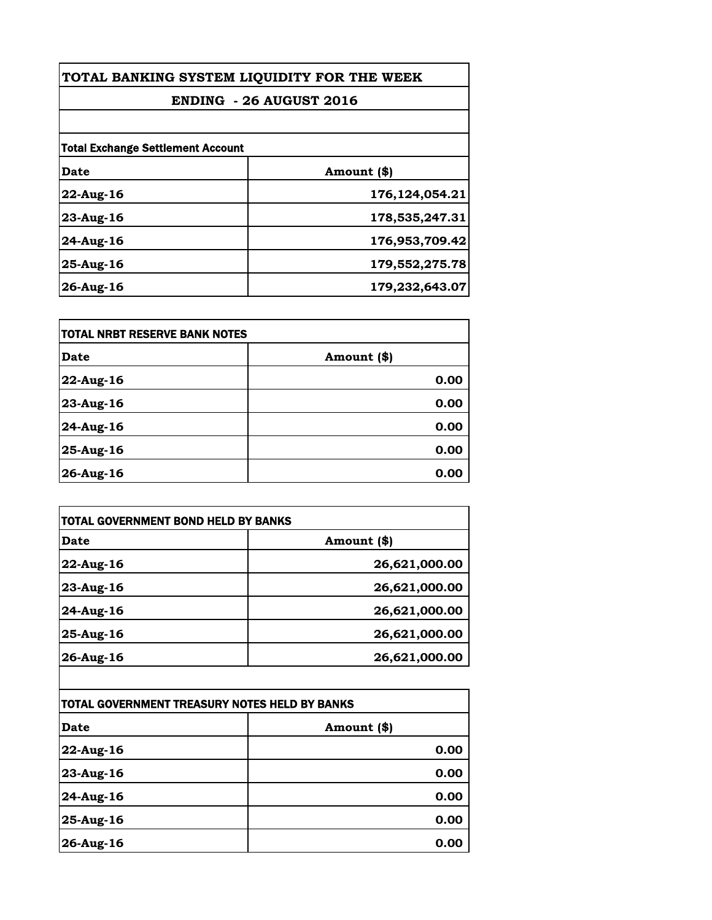# TOTAL BANKING SYSTEM LIQUIDITY FOR THE WEEK

## ENDING - 26 AUGUST 2016

| Total Exchange Settlement Account | |
|---|---|
| **Date** | **Amount ($)** |
| 22-Aug-16 | 176,124,054.21 |
| 23-Aug-16 | 178,535,247.31 |
| 24-Aug-16 | 176,953,709.42 |
| 25-Aug-16 | 179,552,275.78 |
| 26-Aug-16 | 179,232,643.07 |

| TOTAL NRBT RESERVE BANK NOTES | |
|---|---|
| **Date** | **Amount ($)** |
| 22-Aug-16 | 0.00 |
| 23-Aug-16 | 0.00 |
| 24-Aug-16 | 0.00 |
| 25-Aug-16 | 0.00 |
| 26-Aug-16 | 0.00 |

| TOTAL GOVERNMENT BOND HELD BY BANKS | |
|---|---|
| **Date** | **Amount ($)** |
| 22-Aug-16 | 26,621,000.00 |
| 23-Aug-16 | 26,621,000.00 |
| 24-Aug-16 | 26,621,000.00 |
| 25-Aug-16 | 26,621,000.00 |
| 26-Aug-16 | 26,621,000.00 |

| TOTAL GOVERNMENT TREASURY NOTES HELD BY BANKS | |
|---|---|
| **Date** | **Amount ($)** |
| 22-Aug-16 | 0.00 |
| 23-Aug-16 | 0.00 |
| 24-Aug-16 | 0.00 |
| 25-Aug-16 | 0.00 |
| 26-Aug-16 | 0.00 |